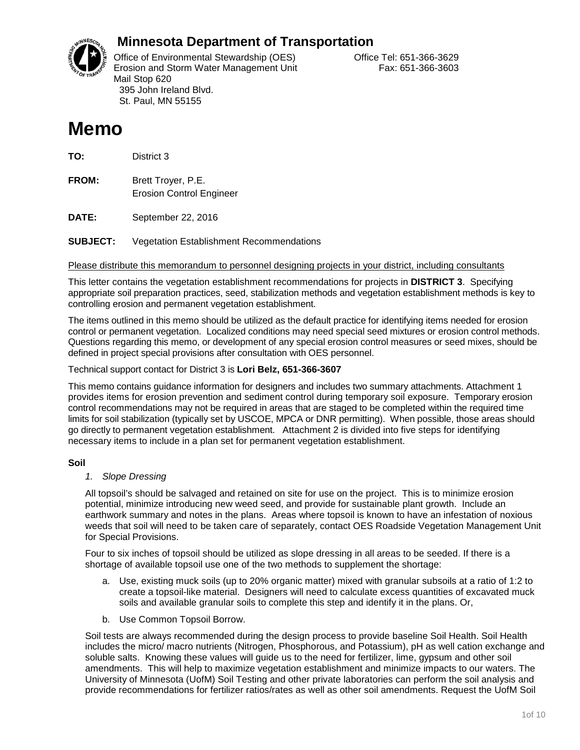## Minnesota Department of Transportation

Office of Environmental Stewardship (OES)
Erosion and Storm Water Management Unit
Mail Stop 620
395 John Ireland Blvd.
St. Paul, MN 55155

Office Tel: 651-366-3629
Fax: 651-366-3603

# Memo

**TO:** District 3

**FROM:** Brett Troyer, P.E.
Erosion Control Engineer

**DATE:** September 22, 2016

**SUBJECT:** Vegetation Establishment Recommendations

Please distribute this memorandum to personnel designing projects in your district, including consultants

This letter contains the vegetation establishment recommendations for projects in **DISTRICT 3**. Specifying appropriate soil preparation practices, seed, stabilization methods and vegetation establishment methods is key to controlling erosion and permanent vegetation establishment.

The items outlined in this memo should be utilized as the default practice for identifying items needed for erosion control or permanent vegetation. Localized conditions may need special seed mixtures or erosion control methods. Questions regarding this memo, or development of any special erosion control measures or seed mixes, should be defined in project special provisions after consultation with OES personnel.

Technical support contact for District 3 is **Lori Belz, 651-366-3607**

This memo contains guidance information for designers and includes two summary attachments. Attachment 1 provides items for erosion prevention and sediment control during temporary soil exposure. Temporary erosion control recommendations may not be required in areas that are staged to be completed within the required time limits for soil stabilization (typically set by USCOE, MPCA or DNR permitting). When possible, those areas should go directly to permanent vegetation establishment. Attachment 2 is divided into five steps for identifying necessary items to include in a plan set for permanent vegetation establishment.

**Soil**

1. *Slope Dressing*

All topsoil's should be salvaged and retained on site for use on the project. This is to minimize erosion potential, minimize introducing new weed seed, and provide for sustainable plant growth. Include an earthwork summary and notes in the plans. Areas where topsoil is known to have an infestation of noxious weeds that soil will need to be taken care of separately, contact OES Roadside Vegetation Management Unit for Special Provisions.

Four to six inches of topsoil should be utilized as slope dressing in all areas to be seeded. If there is a shortage of available topsoil use one of the two methods to supplement the shortage:

a. Use, existing muck soils (up to 20% organic matter) mixed with granular subsoils at a ratio of 1:2 to create a topsoil-like material. Designers will need to calculate excess quantities of excavated muck soils and available granular soils to complete this step and identify it in the plans. Or,

b. Use Common Topsoil Borrow.

Soil tests are always recommended during the design process to provide baseline Soil Health. Soil Health includes the micro/ macro nutrients (Nitrogen, Phosphorous, and Potassium), pH as well cation exchange and soluble salts. Knowing these values will guide us to the need for fertilizer, lime, gypsum and other soil amendments. This will help to maximize vegetation establishment and minimize impacts to our waters. The University of Minnesota (UofM) Soil Testing and other private laboratories can perform the soil analysis and provide recommendations for fertilizer ratios/rates as well as other soil amendments. Request the UofM Soil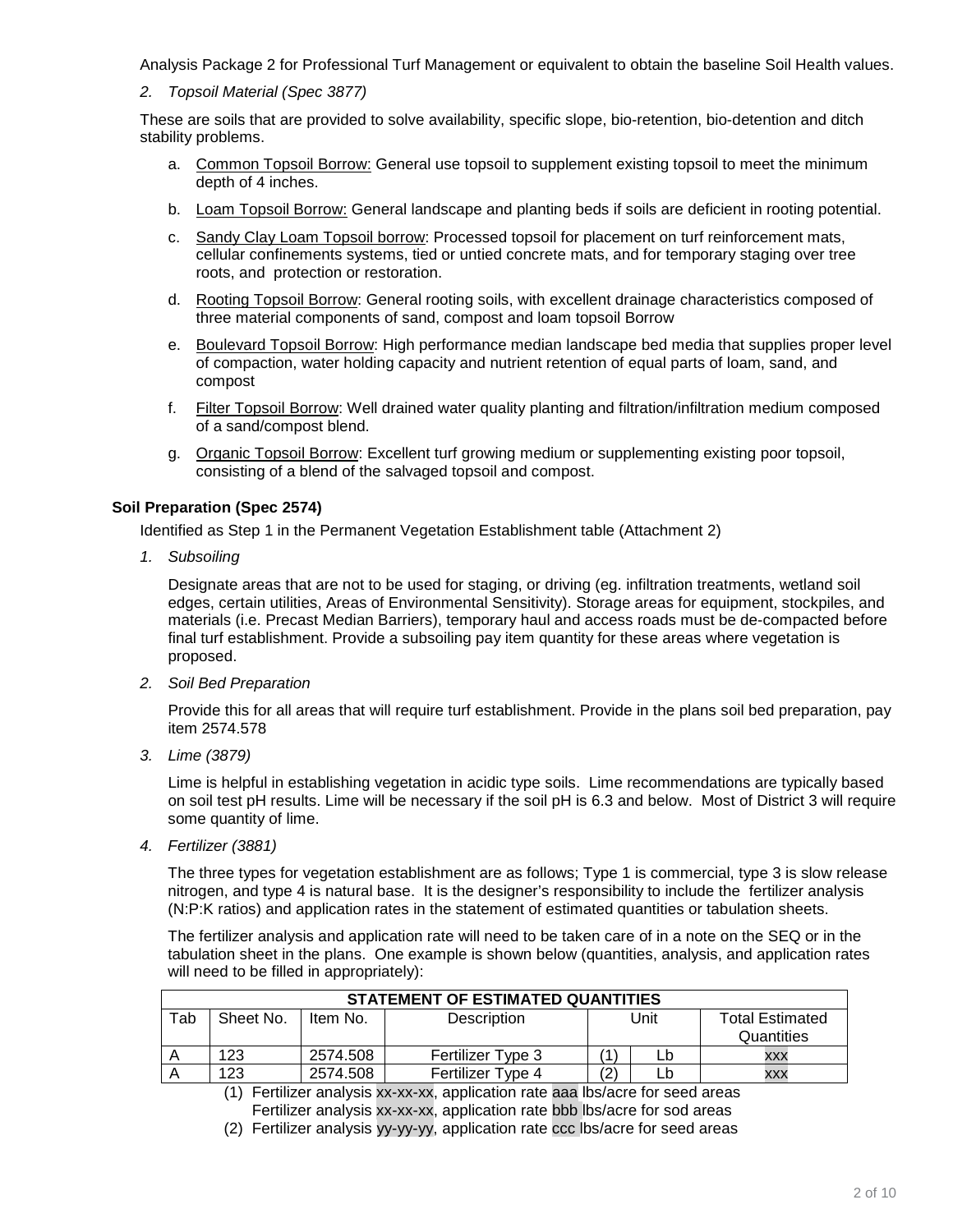Analysis Package 2 for Professional Turf Management or equivalent to obtain the baseline Soil Health values.

*2. Topsoil Material (Spec 3877)*

These are soils that are provided to solve availability, specific slope, bio-retention, bio-detention and ditch stability problems.

a. Common Topsoil Borrow: General use topsoil to supplement existing topsoil to meet the minimum depth of 4 inches.

b. Loam Topsoil Borrow: General landscape and planting beds if soils are deficient in rooting potential.

c. Sandy Clay Loam Topsoil borrow: Processed topsoil for placement on turf reinforcement mats, cellular confinements systems, tied or untied concrete mats, and for temporary staging over tree roots, and protection or restoration.

d. Rooting Topsoil Borrow: General rooting soils, with excellent drainage characteristics composed of three material components of sand, compost and loam topsoil Borrow

e. Boulevard Topsoil Borrow: High performance median landscape bed media that supplies proper level of compaction, water holding capacity and nutrient retention of equal parts of loam, sand, and compost

f. Filter Topsoil Borrow: Well drained water quality planting and filtration/infiltration medium composed of a sand/compost blend.

g. Organic Topsoil Borrow: Excellent turf growing medium or supplementing existing poor topsoil, consisting of a blend of the salvaged topsoil and compost.

**Soil Preparation (Spec 2574)**

Identified as Step 1 in the Permanent Vegetation Establishment table (Attachment 2)

*1. Subsoiling*

Designate areas that are not to be used for staging, or driving (eg. infiltration treatments, wetland soil edges, certain utilities, Areas of Environmental Sensitivity). Storage areas for equipment, stockpiles, and materials (i.e. Precast Median Barriers), temporary haul and access roads must be de-compacted before final turf establishment. Provide a subsoiling pay item quantity for these areas where vegetation is proposed.

*2. Soil Bed Preparation*

Provide this for all areas that will require turf establishment. Provide in the plans soil bed preparation, pay item 2574.578

*3. Lime (3879)*

Lime is helpful in establishing vegetation in acidic type soils. Lime recommendations are typically based on soil test pH results. Lime will be necessary if the soil pH is 6.3 and below. Most of District 3 will require some quantity of lime.

*4. Fertilizer (3881)*

The three types for vegetation establishment are as follows; Type 1 is commercial, type 3 is slow release nitrogen, and type 4 is natural base. It is the designer's responsibility to include the fertilizer analysis (N:P:K ratios) and application rates in the statement of estimated quantities or tabulation sheets.

The fertilizer analysis and application rate will need to be taken care of in a note on the SEQ or in the tabulation sheet in the plans. One example is shown below (quantities, analysis, and application rates will need to be filled in appropriately):

| **STATEMENT OF ESTIMATED QUANTITIES** | | | | | | |
|---|---|---|---|---|---|---|
| Tab | Sheet No. | Item No. | Description | Unit | | Total Estimated Quantities |
| A | 123 | 2574.508 | Fertilizer Type 3 | (1) | Lb | xxx |
| A | 123 | 2574.508 | Fertilizer Type 4 | (2) | Lb | xxx |

(1) Fertilizer analysis xx-xx-xx, application rate aaa lbs/acre for seed areas
Fertilizer analysis xx-xx-xx, application rate bbb lbs/acre for sod areas

(2) Fertilizer analysis yy-yy-yy, application rate ccc lbs/acre for seed areas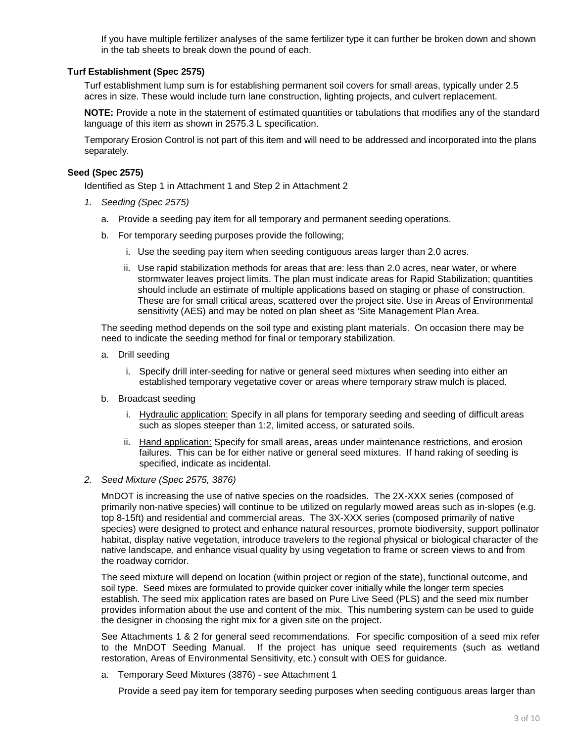If you have multiple fertilizer analyses of the same fertilizer type it can further be broken down and shown in the tab sheets to break down the pound of each.

### Turf Establishment (Spec 2575)

Turf establishment lump sum is for establishing permanent soil covers for small areas, typically under 2.5 acres in size. These would include turn lane construction, lighting projects, and culvert replacement.

**NOTE:** Provide a note in the statement of estimated quantities or tabulations that modifies any of the standard language of this item as shown in 2575.3 L specification.

Temporary Erosion Control is not part of this item and will need to be addressed and incorporated into the plans separately.

### Seed (Spec 2575)

Identified as Step 1 in Attachment 1 and Step 2 in Attachment 2

1. *Seeding (Spec 2575)*

   a. Provide a seeding pay item for all temporary and permanent seeding operations.

   b. For temporary seeding purposes provide the following;

      i. Use the seeding pay item when seeding contiguous areas larger than 2.0 acres.

      ii. Use rapid stabilization methods for areas that are: less than 2.0 acres, near water, or where stormwater leaves project limits. The plan must indicate areas for Rapid Stabilization; quantities should include an estimate of multiple applications based on staging or phase of construction. These are for small critical areas, scattered over the project site. Use in Areas of Environmental sensitivity (AES) and may be noted on plan sheet as 'Site Management Plan Area.

   The seeding method depends on the soil type and existing plant materials. On occasion there may be need to indicate the seeding method for final or temporary stabilization.

   a. Drill seeding

      i. Specify drill inter-seeding for native or general seed mixtures when seeding into either an established temporary vegetative cover or areas where temporary straw mulch is placed.

   b. Broadcast seeding

      i. Hydraulic application: Specify in all plans for temporary seeding and seeding of difficult areas such as slopes steeper than 1:2, limited access, or saturated soils.

      ii. Hand application: Specify for small areas, areas under maintenance restrictions, and erosion failures. This can be for either native or general seed mixtures. If hand raking of seeding is specified, indicate as incidental.

2. *Seed Mixture (Spec 2575, 3876)*

   MnDOT is increasing the use of native species on the roadsides. The 2X-XXX series (composed of primarily non-native species) will continue to be utilized on regularly mowed areas such as in-slopes (e.g. top 8-15ft) and residential and commercial areas. The 3X-XXX series (composed primarily of native species) were designed to protect and enhance natural resources, promote biodiversity, support pollinator habitat, display native vegetation, introduce travelers to the regional physical or biological character of the native landscape, and enhance visual quality by using vegetation to frame or screen views to and from the roadway corridor.

   The seed mixture will depend on location (within project or region of the state), functional outcome, and soil type. Seed mixes are formulated to provide quicker cover initially while the longer term species establish. The seed mix application rates are based on Pure Live Seed (PLS) and the seed mix number provides information about the use and content of the mix. This numbering system can be used to guide the designer in choosing the right mix for a given site on the project.

   See Attachments 1 & 2 for general seed recommendations. For specific composition of a seed mix refer to the MnDOT Seeding Manual. If the project has unique seed requirements (such as wetland restoration, Areas of Environmental Sensitivity, etc.) consult with OES for guidance.

   a. Temporary Seed Mixtures (3876) - see Attachment 1

      Provide a seed pay item for temporary seeding purposes when seeding contiguous areas larger than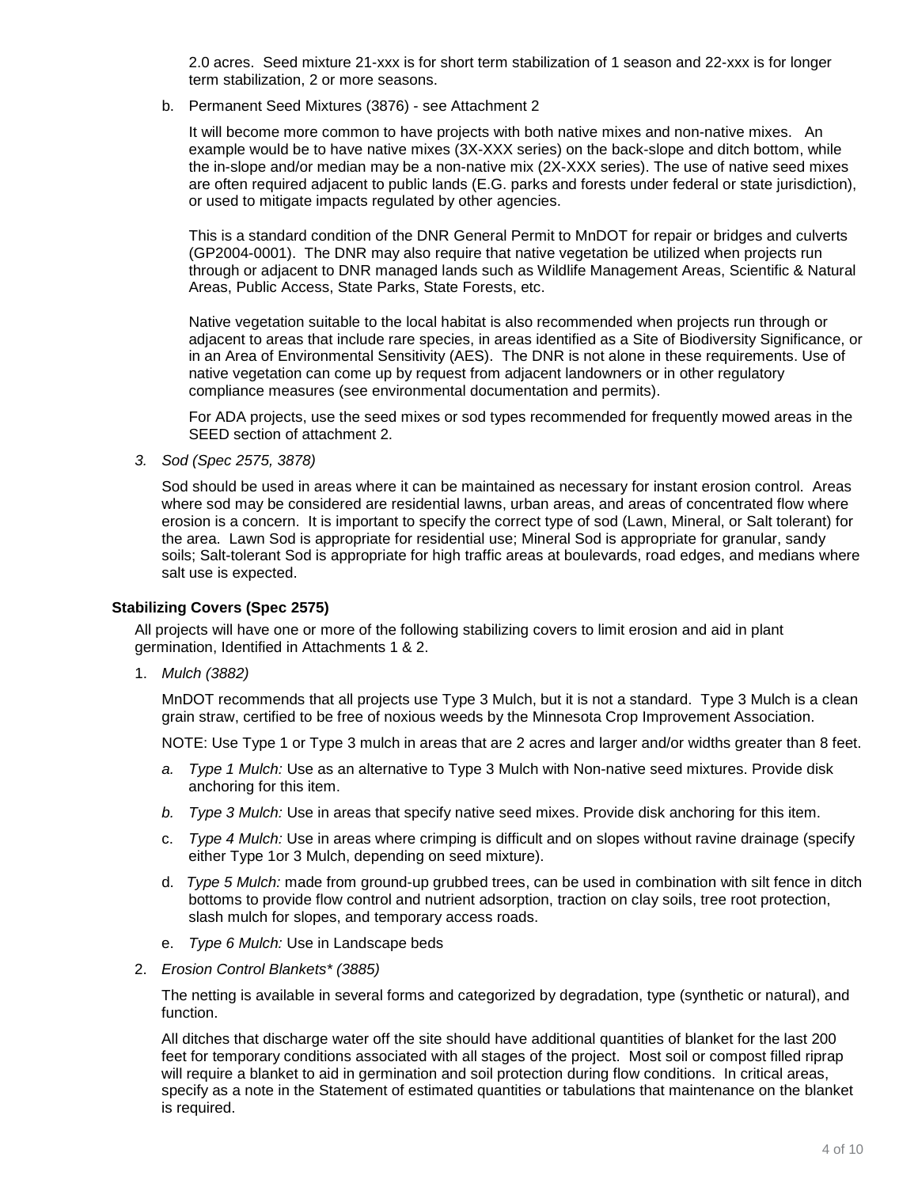2.0 acres. Seed mixture 21-xxx is for short term stabilization of 1 season and 22-xxx is for longer term stabilization, 2 or more seasons.

b. Permanent Seed Mixtures (3876) - see Attachment 2

It will become more common to have projects with both native mixes and non-native mixes. An example would be to have native mixes (3X-XXX series) on the back-slope and ditch bottom, while the in-slope and/or median may be a non-native mix (2X-XXX series). The use of native seed mixes are often required adjacent to public lands (E.G. parks and forests under federal or state jurisdiction), or used to mitigate impacts regulated by other agencies.

This is a standard condition of the DNR General Permit to MnDOT for repair or bridges and culverts (GP2004-0001). The DNR may also require that native vegetation be utilized when projects run through or adjacent to DNR managed lands such as Wildlife Management Areas, Scientific & Natural Areas, Public Access, State Parks, State Forests, etc.

Native vegetation suitable to the local habitat is also recommended when projects run through or adjacent to areas that include rare species, in areas identified as a Site of Biodiversity Significance, or in an Area of Environmental Sensitivity (AES). The DNR is not alone in these requirements. Use of native vegetation can come up by request from adjacent landowners or in other regulatory compliance measures (see environmental documentation and permits).

For ADA projects, use the seed mixes or sod types recommended for frequently mowed areas in the SEED section of attachment 2.

3. *Sod (Spec 2575, 3878)*

Sod should be used in areas where it can be maintained as necessary for instant erosion control. Areas where sod may be considered are residential lawns, urban areas, and areas of concentrated flow where erosion is a concern. It is important to specify the correct type of sod (Lawn, Mineral, or Salt tolerant) for the area. Lawn Sod is appropriate for residential use; Mineral Sod is appropriate for granular, sandy soils; Salt-tolerant Sod is appropriate for high traffic areas at boulevards, road edges, and medians where salt use is expected.

**Stabilizing Covers (Spec 2575)**

All projects will have one or more of the following stabilizing covers to limit erosion and aid in plant germination, Identified in Attachments 1 & 2.

1. *Mulch (3882)*

   MnDOT recommends that all projects use Type 3 Mulch, but it is not a standard. Type 3 Mulch is a clean grain straw, certified to be free of noxious weeds by the Minnesota Crop Improvement Association.

   NOTE: Use Type 1 or Type 3 mulch in areas that are 2 acres and larger and/or widths greater than 8 feet.

   a. *Type 1 Mulch:* Use as an alternative to Type 3 Mulch with Non-native seed mixtures. Provide disk anchoring for this item.

   b. *Type 3 Mulch:* Use in areas that specify native seed mixes. Provide disk anchoring for this item.

   c. *Type 4 Mulch:* Use in areas where crimping is difficult and on slopes without ravine drainage (specify either Type 1or 3 Mulch, depending on seed mixture).

   d. *Type 5 Mulch:* made from ground-up grubbed trees, can be used in combination with silt fence in ditch bottoms to provide flow control and nutrient adsorption, traction on clay soils, tree root protection, slash mulch for slopes, and temporary access roads.

   e. *Type 6 Mulch:* Use in Landscape beds

2. *Erosion Control Blankets* (3885)*

   The netting is available in several forms and categorized by degradation, type (synthetic or natural), and function.

   All ditches that discharge water off the site should have additional quantities of blanket for the last 200 feet for temporary conditions associated with all stages of the project. Most soil or compost filled riprap will require a blanket to aid in germination and soil protection during flow conditions. In critical areas, specify as a note in the Statement of estimated quantities or tabulations that maintenance on the blanket is required.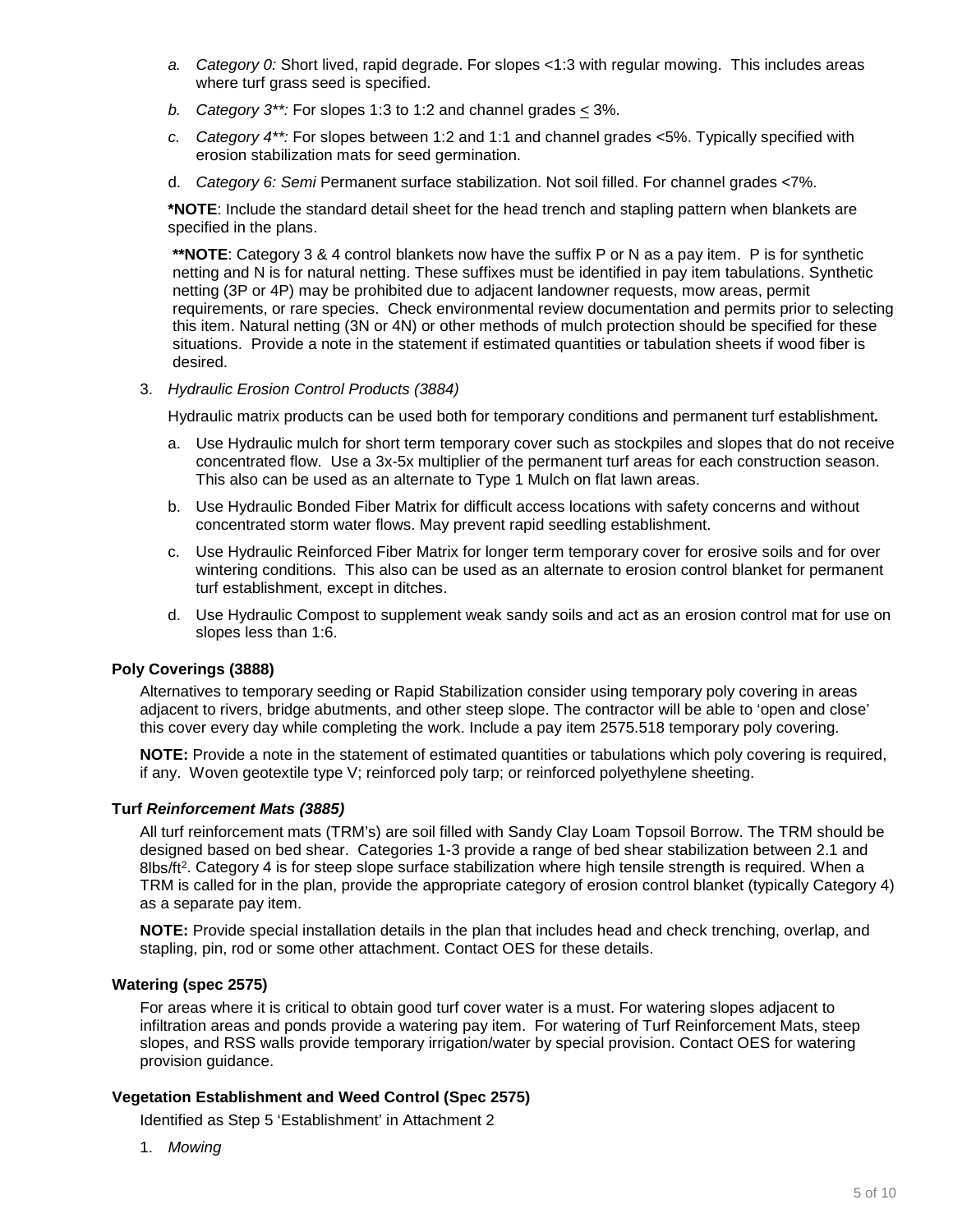a. *Category 0:* Short lived, rapid degrade. For slopes <1:3 with regular mowing. This includes areas where turf grass seed is specified.

b. *Category 3**:* For slopes 1:3 to 1:2 and channel grades ≤ 3%.

c. *Category 4**:* For slopes between 1:2 and 1:1 and channel grades <5%. Typically specified with erosion stabilization mats for seed germination.

d. *Category 6: Semi* Permanent surface stabilization. Not soil filled. For channel grades <7%.

**\*NOTE**: Include the standard detail sheet for the head trench and stapling pattern when blankets are specified in the plans.

**\*\*NOTE**: Category 3 & 4 control blankets now have the suffix P or N as a pay item. P is for synthetic netting and N is for natural netting. These suffixes must be identified in pay item tabulations. Synthetic netting (3P or 4P) may be prohibited due to adjacent landowner requests, mow areas, permit requirements, or rare species. Check environmental review documentation and permits prior to selecting this item. Natural netting (3N or 4N) or other methods of mulch protection should be specified for these situations. Provide a note in the statement if estimated quantities or tabulation sheets if wood fiber is desired.

3. *Hydraulic Erosion Control Products (3884)*

   Hydraulic matrix products can be used both for temporary conditions and permanent turf establishment***.***

   a. Use Hydraulic mulch for short term temporary cover such as stockpiles and slopes that do not receive concentrated flow. Use a 3x-5x multiplier of the permanent turf areas for each construction season. This also can be used as an alternate to Type 1 Mulch on flat lawn areas.

   b. Use Hydraulic Bonded Fiber Matrix for difficult access locations with safety concerns and without concentrated storm water flows. May prevent rapid seedling establishment.

   c. Use Hydraulic Reinforced Fiber Matrix for longer term temporary cover for erosive soils and for over wintering conditions. This also can be used as an alternate to erosion control blanket for permanent turf establishment, except in ditches.

   d. Use Hydraulic Compost to supplement weak sandy soils and act as an erosion control mat for use on slopes less than 1:6.

**Poly Coverings (3888)**

Alternatives to temporary seeding or Rapid Stabilization consider using temporary poly covering in areas adjacent to rivers, bridge abutments, and other steep slope. The contractor will be able to 'open and close' this cover every day while completing the work. Include a pay item 2575.518 temporary poly covering.

**NOTE:** Provide a note in the statement of estimated quantities or tabulations which poly covering is required, if any. Woven geotextile type V; reinforced poly tarp; or reinforced polyethylene sheeting.

**Turf *Reinforcement Mats (3885)***

All turf reinforcement mats (TRM's) are soil filled with Sandy Clay Loam Topsoil Borrow. The TRM should be designed based on bed shear. Categories 1-3 provide a range of bed shear stabilization between 2.1 and 8lbs/ft$^2$. Category 4 is for steep slope surface stabilization where high tensile strength is required. When a TRM is called for in the plan, provide the appropriate category of erosion control blanket (typically Category 4) as a separate pay item.

**NOTE:** Provide special installation details in the plan that includes head and check trenching, overlap, and stapling, pin, rod or some other attachment. Contact OES for these details.

**Watering (spec 2575)**

For areas where it is critical to obtain good turf cover water is a must. For watering slopes adjacent to infiltration areas and ponds provide a watering pay item. For watering of Turf Reinforcement Mats, steep slopes, and RSS walls provide temporary irrigation/water by special provision. Contact OES for watering provision guidance.

**Vegetation Establishment and Weed Control (Spec 2575)**

Identified as Step 5 'Establishment' in Attachment 2

1. *Mowing*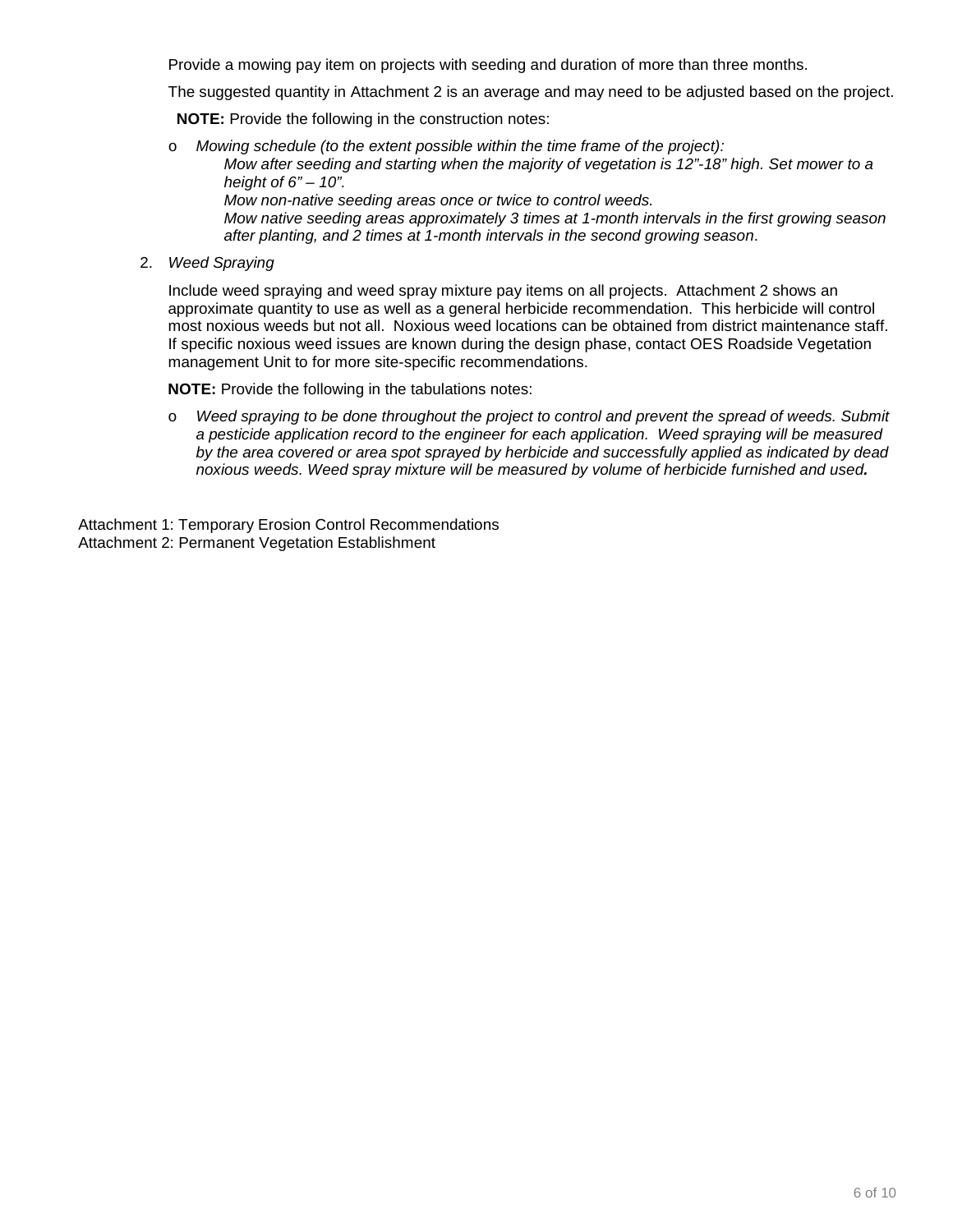Provide a mowing pay item on projects with seeding and duration of more than three months.

The suggested quantity in Attachment 2 is an average and may need to be adjusted based on the project.

**NOTE:** Provide the following in the construction notes:

- *Mowing schedule (to the extent possible within the time frame of the project):*
  - *Mow after seeding and starting when the majority of vegetation is 12"-18" high. Set mower to a height of 6" – 10".*
  - *Mow non-native seeding areas once or twice to control weeds.*
  - *Mow native seeding areas approximately 3 times at 1-month intervals in the first growing season after planting, and 2 times at 1-month intervals in the second growing season*.

2. *Weed Spraying*

Include weed spraying and weed spray mixture pay items on all projects. Attachment 2 shows an approximate quantity to use as well as a general herbicide recommendation. This herbicide will control most noxious weeds but not all. Noxious weed locations can be obtained from district maintenance staff. If specific noxious weed issues are known during the design phase, contact OES Roadside Vegetation management Unit to for more site-specific recommendations.

**NOTE:** Provide the following in the tabulations notes:

- *Weed spraying to be done throughout the project to control and prevent the spread of weeds. Submit a pesticide application record to the engineer for each application. Weed spraying will be measured by the area covered or area spot sprayed by herbicide and successfully applied as indicated by dead noxious weeds. Weed spray mixture will be measured by volume of herbicide furnished and used**.***

Attachment 1: Temporary Erosion Control Recommendations
Attachment 2: Permanent Vegetation Establishment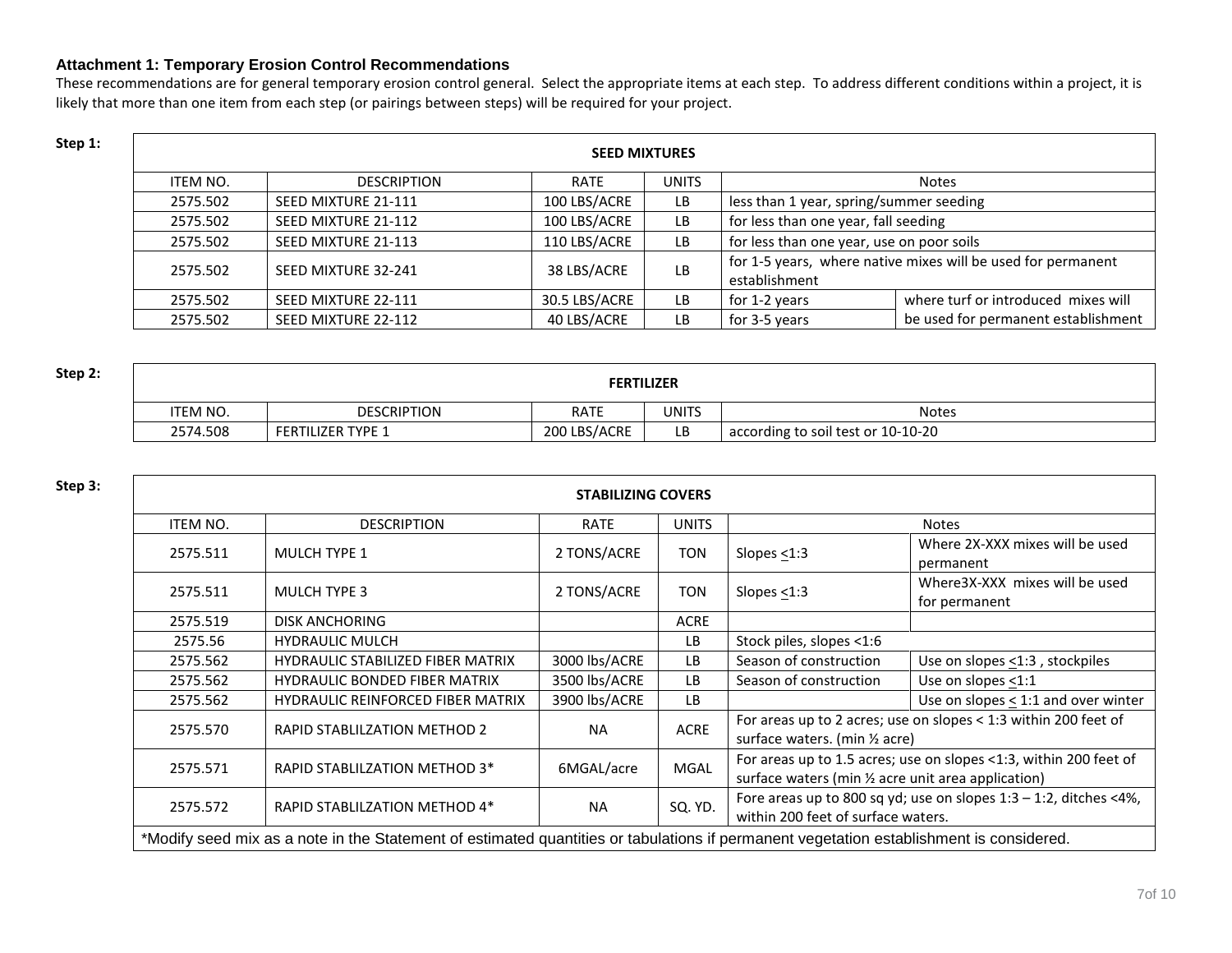### Attachment 1: Temporary Erosion Control Recommendations

These recommendations are for general temporary erosion control general. Select the appropriate items at each step. To address different conditions within a project, it is likely that more than one item from each step (or pairings between steps) will be required for your project.

**Step 1:**

| SEED MIXTURES | | | | | |
|---|---|---|---|---|---|
| ITEM NO. | DESCRIPTION | RATE | UNITS | Notes | |
| 2575.502 | SEED MIXTURE 21-111 | 100 LBS/ACRE | LB | less than 1 year, spring/summer seeding | |
| 2575.502 | SEED MIXTURE 21-112 | 100 LBS/ACRE | LB | for less than one year, fall seeding | |
| 2575.502 | SEED MIXTURE 21-113 | 110 LBS/ACRE | LB | for less than one year, use on poor soils | |
| 2575.502 | SEED MIXTURE 32-241 | 38 LBS/ACRE | LB | for 1-5 years, where native mixes will be used for permanent establishment | |
| 2575.502 | SEED MIXTURE 22-111 | 30.5 LBS/ACRE | LB | for 1-2 years | where turf or introduced mixes will be used for permanent establishment |
| 2575.502 | SEED MIXTURE 22-112 | 40 LBS/ACRE | LB | for 3-5 years | |

**Step 2:**

| FERTILIZER | | | | |
|---|---|---|---|---|
| ITEM NO. | DESCRIPTION | RATE | UNITS | Notes |
| 2574.508 | FERTILIZER TYPE 1 | 200 LBS/ACRE | LB | according to soil test or 10-10-20 |

**Step 3:**

| STABILIZING COVERS | | | | | |
|---|---|---|---|---|---|
| ITEM NO. | DESCRIPTION | RATE | UNITS | Notes | |
| 2575.511 | MULCH TYPE 1 | 2 TONS/ACRE | TON | Slopes ≤1:3 | Where 2X-XXX mixes will be used permanent |
| 2575.511 | MULCH TYPE 3 | 2 TONS/ACRE | TON | Slopes ≤1:3 | Where3X-XXX mixes will be used for permanent |
| 2575.519 | DISK ANCHORING | | ACRE | | |
| 2575.56 | HYDRAULIC MULCH | | LB | Stock piles, slopes <1:6 | |
| 2575.562 | HYDRAULIC STABILIZED FIBER MATRIX | 3000 lbs/ACRE | LB | Season of construction | Use on slopes ≤1:3 , stockpiles |
| 2575.562 | HYDRAULIC BONDED FIBER MATRIX | 3500 lbs/ACRE | LB | Season of construction | Use on slopes ≤1:1 |
| 2575.562 | HYDRAULIC REINFORCED FIBER MATRIX | 3900 lbs/ACRE | LB | | Use on slopes ≤ 1:1 and over winter |
| 2575.570 | RAPID STABLILZATION METHOD 2 | NA | ACRE | For areas up to 2 acres; use on slopes < 1:3 within 200 feet of surface waters. (min ½ acre) | |
| 2575.571 | RAPID STABLILZATION METHOD 3* | 6MGAL/acre | MGAL | For areas up to 1.5 acres; use on slopes <1:3, within 200 feet of surface waters (min ½ acre unit area application) | |
| 2575.572 | RAPID STABLILZATION METHOD 4* | NA | SQ. YD. | Fore areas up to 800 sq yd; use on slopes 1:3 – 1:2, ditches <4%, within 200 feet of surface waters. | |

*Modify seed mix as a note in the Statement of estimated quantities or tabulations if permanent vegetation establishment is considered.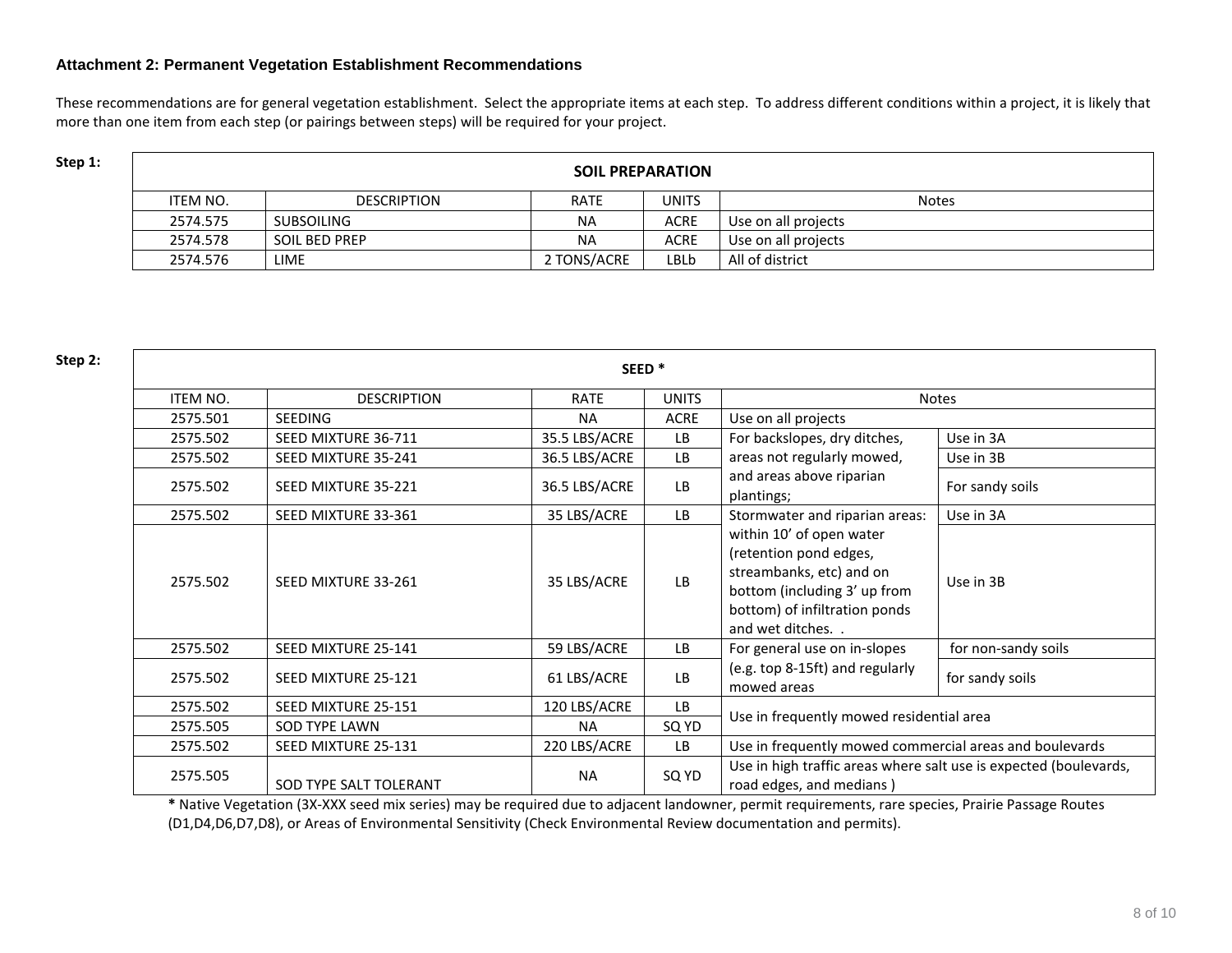### Attachment 2: Permanent Vegetation Establishment Recommendations

These recommendations are for general vegetation establishment. Select the appropriate items at each step. To address different conditions within a project, it is likely that more than one item from each step (or pairings between steps) will be required for your project.

**Step 1:**

| SOIL PREPARATION | | | | |
|---|---|---|---|---|
| ITEM NO. | DESCRIPTION | RATE | UNITS | Notes |
| 2574.575 | SUBSOILING | NA | ACRE | Use on all projects |
| 2574.578 | SOIL BED PREP | NA | ACRE | Use on all projects |
| 2574.576 | LIME | 2 TONS/ACRE | LBLb | All of district |

**Step 2:**

| SEED * | | | | | |
|---|---|---|---|---|---|
| ITEM NO. | DESCRIPTION | RATE | UNITS | Notes | |
| 2575.501 | SEEDING | NA | ACRE | Use on all projects | |
| 2575.502 | SEED MIXTURE 36-711 | 35.5 LBS/ACRE | LB | For backslopes, dry ditches, areas not regularly mowed, and areas above riparian plantings; | Use in 3A |
| 2575.502 | SEED MIXTURE 35-241 | 36.5 LBS/ACRE | LB | | Use in 3B |
| 2575.502 | SEED MIXTURE 35-221 | 36.5 LBS/ACRE | LB | | For sandy soils |
| 2575.502 | SEED MIXTURE 33-361 | 35 LBS/ACRE | LB | Stormwater and riparian areas: within 10' of open water (retention pond edges, streambanks, etc) and on bottom (including 3' up from bottom) of infiltration ponds and wet ditches. . | Use in 3A |
| 2575.502 | SEED MIXTURE 33-261 | 35 LBS/ACRE | LB | | Use in 3B |
| 2575.502 | SEED MIXTURE 25-141 | 59 LBS/ACRE | LB | For general use on in-slopes (e.g. top 8-15ft) and regularly mowed areas | for non-sandy soils |
| 2575.502 | SEED MIXTURE 25-121 | 61 LBS/ACRE | LB | | for sandy soils |
| 2575.502 | SEED MIXTURE 25-151 | 120 LBS/ACRE | LB | Use in frequently mowed residential area | |
| 2575.505 | SOD TYPE LAWN | NA | SQ YD | | |
| 2575.502 | SEED MIXTURE 25-131 | 220 LBS/ACRE | LB | Use in frequently mowed commercial areas and boulevards | |
| 2575.505 | SOD TYPE SALT TOLERANT | NA | SQ YD | Use in high traffic areas where salt use is expected (boulevards, road edges, and medians ) | |

**\*** Native Vegetation (3X-XXX seed mix series) may be required due to adjacent landowner, permit requirements, rare species, Prairie Passage Routes (D1,D4,D6,D7,D8), or Areas of Environmental Sensitivity (Check Environmental Review documentation and permits).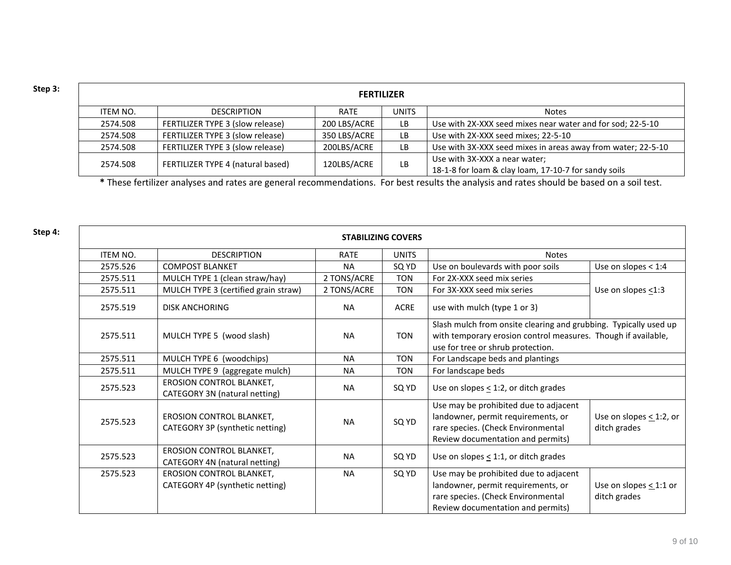**Step 3:**

| FERTILIZER | | | | |
|---|---|---|---|---|
| ITEM NO. | DESCRIPTION | RATE | UNITS | Notes |
| 2574.508 | FERTILIZER TYPE 3 (slow release) | 200 LBS/ACRE | LB | Use with 2X-XXX seed mixes near water and for sod; 22-5-10 |
| 2574.508 | FERTILIZER TYPE 3 (slow release) | 350 LBS/ACRE | LB | Use with 2X-XXX seed mixes; 22-5-10 |
| 2574.508 | FERTILIZER TYPE 3 (slow release) | 200LBS/ACRE | LB | Use with 3X-XXX seed mixes in areas away from water; 22-5-10 |
| 2574.508 | FERTILIZER TYPE 4 (natural based) | 120LBS/ACRE | LB | Use with 3X-XXX a near water; 18-1-8 for loam & clay loam, 17-10-7 for sandy soils |

**\*** These fertilizer analyses and rates are general recommendations. For best results the analysis and rates should be based on a soil test.

**Step 4:**

| STABILIZING COVERS | | | | | |
|---|---|---|---|---|---|
| ITEM NO. | DESCRIPTION | RATE | UNITS | Notes | |
| 2575.526 | COMPOST BLANKET | NA | SQ YD | Use on boulevards with poor soils | Use on slopes < 1:4 |
| 2575.511 | MULCH TYPE 1 (clean straw/hay) | 2 TONS/ACRE | TON | For 2X-XXX seed mix series | Use on slopes ≤1:3 |
| 2575.511 | MULCH TYPE 3 (certified grain straw) | 2 TONS/ACRE | TON | For 3X-XXX seed mix series | |
| 2575.519 | DISK ANCHORING | NA | ACRE | use with mulch (type 1 or 3) | |
| 2575.511 | MULCH TYPE 5 (wood slash) | NA | TON | Slash mulch from onsite clearing and grubbing. Typically used up with temporary erosion control measures. Though if available, use for tree or shrub protection. | |
| 2575.511 | MULCH TYPE 6 (woodchips) | NA | TON | For Landscape beds and plantings | |
| 2575.511 | MULCH TYPE 9 (aggregate mulch) | NA | TON | For landscape beds | |
| 2575.523 | EROSION CONTROL BLANKET, CATEGORY 3N (natural netting) | NA | SQ YD | Use on slopes ≤ 1:2, or ditch grades | |
| 2575.523 | EROSION CONTROL BLANKET, CATEGORY 3P (synthetic netting) | NA | SQ YD | Use may be prohibited due to adjacent landowner, permit requirements, or rare species. (Check Environmental Review documentation and permits) | Use on slopes ≤ 1:2, or ditch grades |
| 2575.523 | EROSION CONTROL BLANKET, CATEGORY 4N (natural netting) | NA | SQ YD | Use on slopes ≤ 1:1, or ditch grades | |
| 2575.523 | EROSION CONTROL BLANKET, CATEGORY 4P (synthetic netting) | NA | SQ YD | Use may be prohibited due to adjacent landowner, permit requirements, or rare species. (Check Environmental Review documentation and permits) | Use on slopes ≤ 1:1 or ditch grades |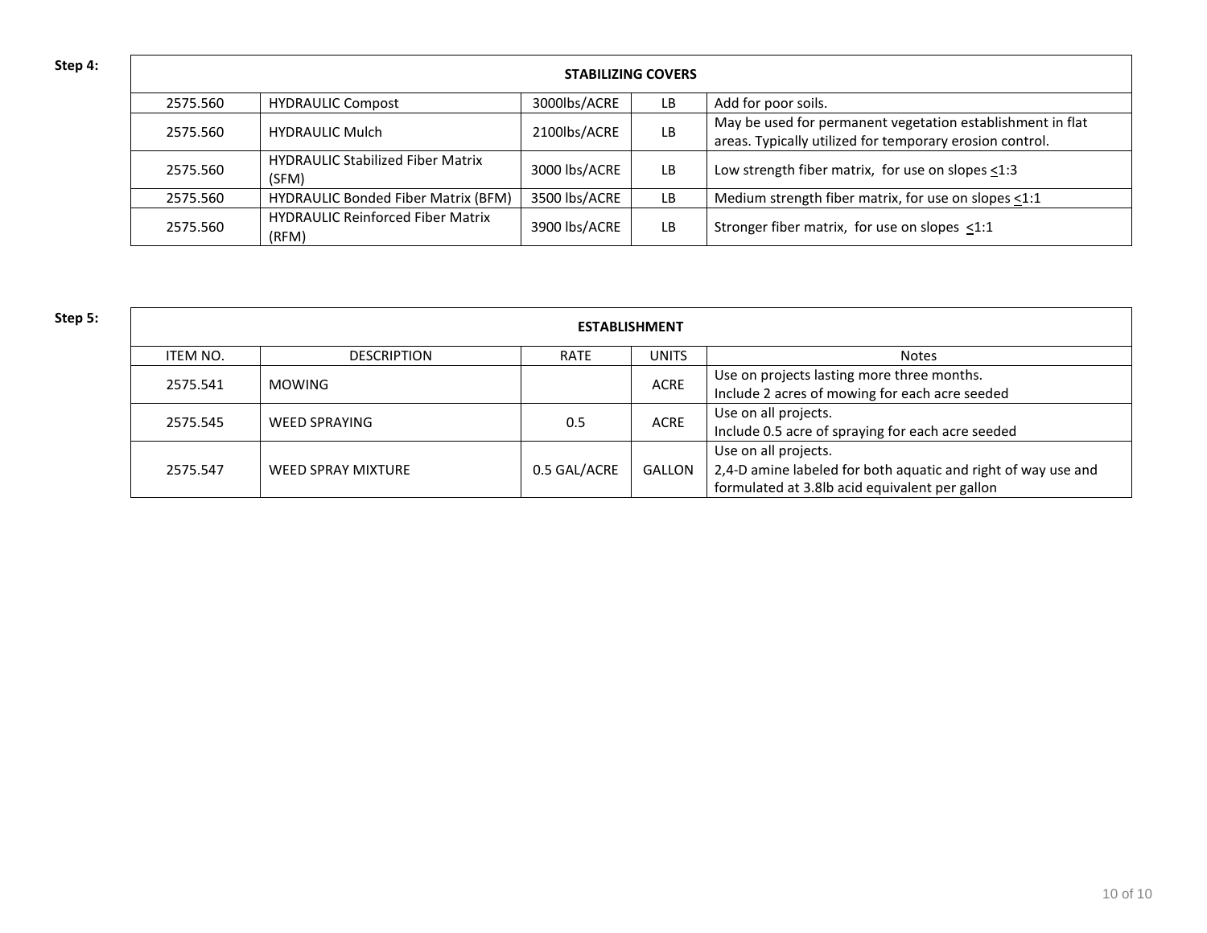**Step 4:**

| STABILIZING COVERS | | | | |
|---|---|---|---|---|
| 2575.560 | HYDRAULIC Compost | 3000lbs/ACRE | LB | Add for poor soils. |
| 2575.560 | HYDRAULIC Mulch | 2100lbs/ACRE | LB | May be used for permanent vegetation establishment in flat areas. Typically utilized for temporary erosion control. |
| 2575.560 | HYDRAULIC Stabilized Fiber Matrix (SFM) | 3000 lbs/ACRE | LB | Low strength fiber matrix, for use on slopes <u><</u>1:3 |
| 2575.560 | HYDRAULIC Bonded Fiber Matrix (BFM) | 3500 lbs/ACRE | LB | Medium strength fiber matrix, for use on slopes <u><</u>1:1 |
| 2575.560 | HYDRAULIC Reinforced Fiber Matrix (RFM) | 3900 lbs/ACRE | LB | Stronger fiber matrix, for use on slopes <u><</u>1:1 |

**Step 5:**

| ESTABLISHMENT | | | | |
|---|---|---|---|---|
| ITEM NO. | DESCRIPTION | RATE | UNITS | Notes |
| 2575.541 | MOWING | | ACRE | Use on projects lasting more three months.<br>Include 2 acres of mowing for each acre seeded |
| 2575.545 | WEED SPRAYING | 0.5 | ACRE | Use on all projects.<br>Include 0.5 acre of spraying for each acre seeded |
| 2575.547 | WEED SPRAY MIXTURE | 0.5 GAL/ACRE | GALLON | Use on all projects.<br>2,4-D amine labeled for both aquatic and right of way use and formulated at 3.8lb acid equivalent per gallon |